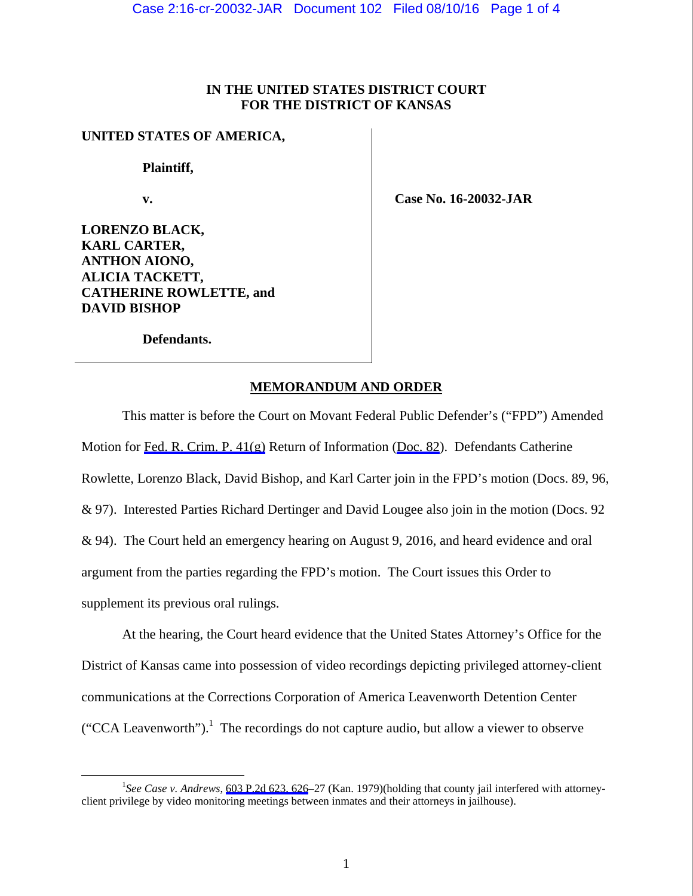IN THE UNITED STATES DISTRICT COURT
FOR THE DISTRICT OF KANSAS

**UNITED STATES OF AMERICA,**

**Plaintiff,**

**v.**

**LORENZO BLACK,**
**KARL CARTER,**
**ANTHON AIONO,**
**ALICIA TACKETT,**
**CATHERINE ROWLETTE, and**
**DAVID BISHOP**

**Defendants.**

**Case No. 16-20032-JAR**

## MEMORANDUM AND ORDER

This matter is before the Court on Movant Federal Public Defender's ("FPD") Amended Motion for Fed. R. Crim. P. 41(g) Return of Information (Doc. 82). Defendants Catherine Rowlette, Lorenzo Black, David Bishop, and Karl Carter join in the FPD's motion (Docs. 89, 96, & 97). Interested Parties Richard Dertinger and David Lougee also join in the motion (Docs. 92 & 94). The Court held an emergency hearing on August 9, 2016, and heard evidence and oral argument from the parties regarding the FPD's motion. The Court issues this Order to supplement its previous oral rulings.

At the hearing, the Court heard evidence that the United States Attorney's Office for the District of Kansas came into possession of video recordings depicting privileged attorney-client communications at the Corrections Corporation of America Leavenworth Detention Center ("CCA Leavenworth").[1] The recordings do not capture audio, but allow a viewer to observe

[1] *See Case v. Andrews*, 603 P.2d 623, 626–27 (Kan. 1979)(holding that county jail interfered with attorney-client privilege by video monitoring meetings between inmates and their attorneys in jailhouse).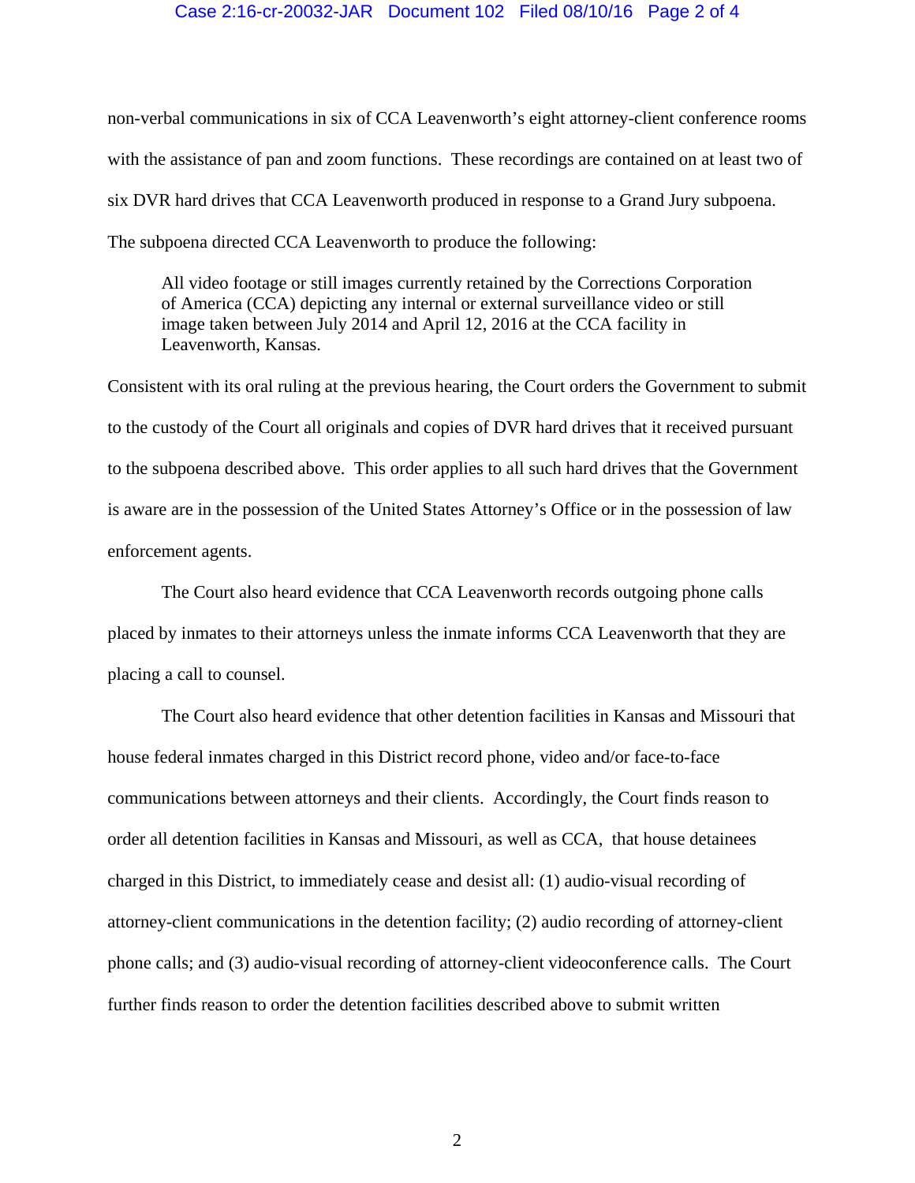non-verbal communications in six of CCA Leavenworth's eight attorney-client conference rooms with the assistance of pan and zoom functions. These recordings are contained on at least two of six DVR hard drives that CCA Leavenworth produced in response to a Grand Jury subpoena. The subpoena directed CCA Leavenworth to produce the following:

> All video footage or still images currently retained by the Corrections Corporation of America (CCA) depicting any internal or external surveillance video or still image taken between July 2014 and April 12, 2016 at the CCA facility in Leavenworth, Kansas.

Consistent with its oral ruling at the previous hearing, the Court orders the Government to submit to the custody of the Court all originals and copies of DVR hard drives that it received pursuant to the subpoena described above. This order applies to all such hard drives that the Government is aware are in the possession of the United States Attorney's Office or in the possession of law enforcement agents.

The Court also heard evidence that CCA Leavenworth records outgoing phone calls placed by inmates to their attorneys unless the inmate informs CCA Leavenworth that they are placing a call to counsel.

The Court also heard evidence that other detention facilities in Kansas and Missouri that house federal inmates charged in this District record phone, video and/or face-to-face communications between attorneys and their clients. Accordingly, the Court finds reason to order all detention facilities in Kansas and Missouri, as well as CCA, that house detainees charged in this District, to immediately cease and desist all: (1) audio-visual recording of attorney-client communications in the detention facility; (2) audio recording of attorney-client phone calls; and (3) audio-visual recording of attorney-client videoconference calls. The Court further finds reason to order the detention facilities described above to submit written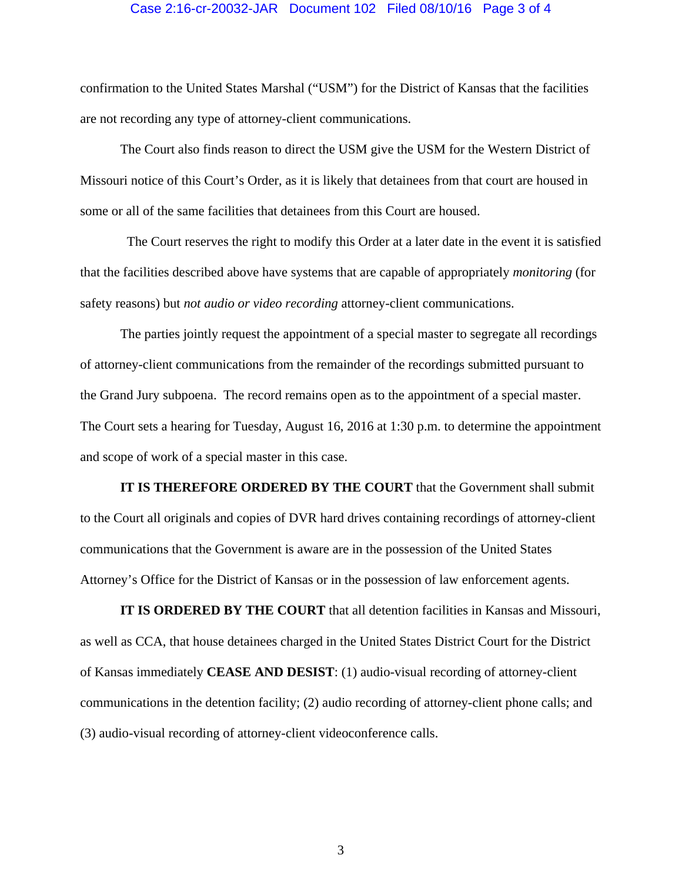confirmation to the United States Marshal ("USM") for the District of Kansas that the facilities are not recording any type of attorney-client communications.

The Court also finds reason to direct the USM give the USM for the Western District of Missouri notice of this Court's Order, as it is likely that detainees from that court are housed in some or all of the same facilities that detainees from this Court are housed.

The Court reserves the right to modify this Order at a later date in the event it is satisfied that the facilities described above have systems that are capable of appropriately *monitoring* (for safety reasons) but *not audio or video recording* attorney-client communications.

The parties jointly request the appointment of a special master to segregate all recordings of attorney-client communications from the remainder of the recordings submitted pursuant to the Grand Jury subpoena. The record remains open as to the appointment of a special master. The Court sets a hearing for Tuesday, August 16, 2016 at 1:30 p.m. to determine the appointment and scope of work of a special master in this case.

**IT IS THEREFORE ORDERED BY THE COURT** that the Government shall submit to the Court all originals and copies of DVR hard drives containing recordings of attorney-client communications that the Government is aware are in the possession of the United States Attorney's Office for the District of Kansas or in the possession of law enforcement agents.

**IT IS ORDERED BY THE COURT** that all detention facilities in Kansas and Missouri, as well as CCA, that house detainees charged in the United States District Court for the District of Kansas immediately **CEASE AND DESIST**: (1) audio-visual recording of attorney-client communications in the detention facility; (2) audio recording of attorney-client phone calls; and (3) audio-visual recording of attorney-client videoconference calls.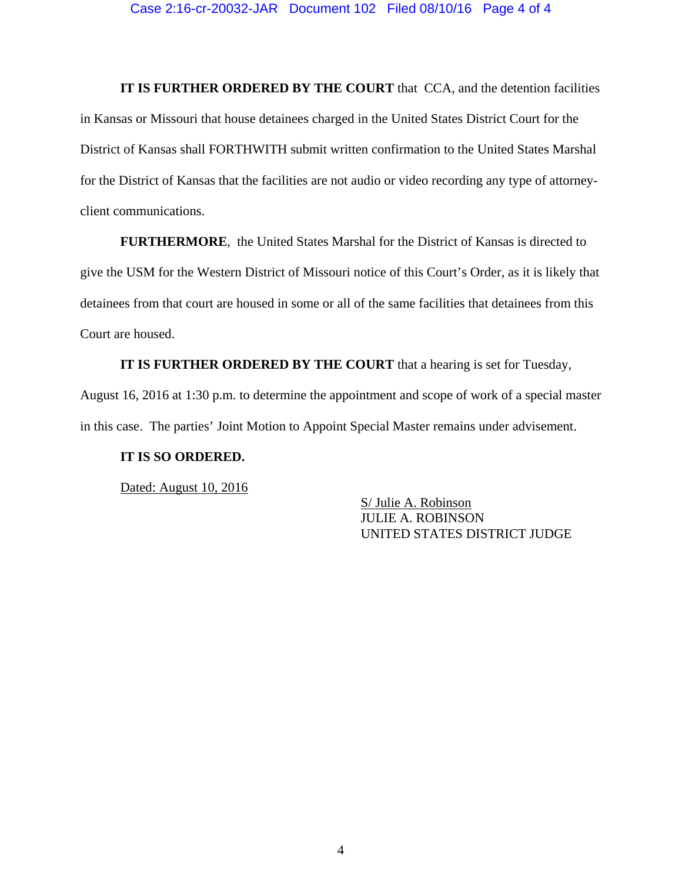**IT IS FURTHER ORDERED BY THE COURT** that CCA, and the detention facilities in Kansas or Missouri that house detainees charged in the United States District Court for the District of Kansas shall FORTHWITH submit written confirmation to the United States Marshal for the District of Kansas that the facilities are not audio or video recording any type of attorney-client communications.

**FURTHERMORE**, the United States Marshal for the District of Kansas is directed to give the USM for the Western District of Missouri notice of this Court's Order, as it is likely that detainees from that court are housed in some or all of the same facilities that detainees from this Court are housed.

**IT IS FURTHER ORDERED BY THE COURT** that a hearing is set for Tuesday, August 16, 2016 at 1:30 p.m. to determine the appointment and scope of work of a special master in this case. The parties' Joint Motion to Appoint Special Master remains under advisement.

**IT IS SO ORDERED.**

Dated: August 10, 2016

S/ Julie A. Robinson
JULIE A. ROBINSON
UNITED STATES DISTRICT JUDGE